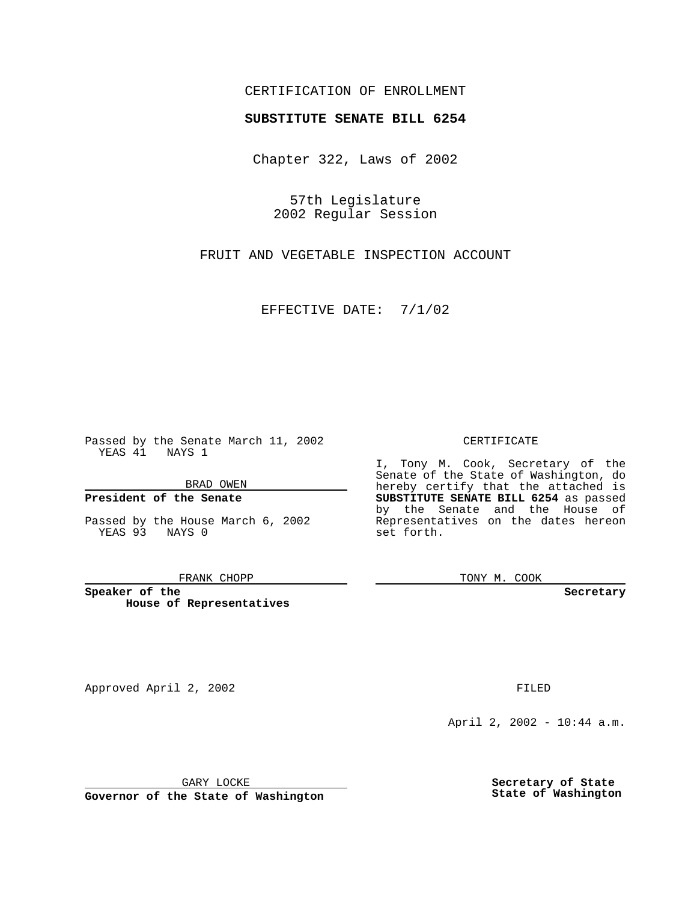CERTIFICATION OF ENROLLMENT

**SUBSTITUTE SENATE BILL 6254**

Chapter 322, Laws of 2002

57th Legislature
2002 Regular Session

FRUIT AND VEGETABLE INSPECTION ACCOUNT

EFFECTIVE DATE: 7/1/02

Passed by the Senate March 11, 2002
YEAS 41 NAYS 1

BRAD OWEN

**President of the Senate**

Passed by the House March 6, 2002
YEAS 93 NAYS 0

FRANK CHOPP

**Speaker of the House of Representatives**

CERTIFICATE

I, Tony M. Cook, Secretary of the Senate of the State of Washington, do hereby certify that the attached is **SUBSTITUTE SENATE BILL 6254** as passed by the Senate and the House of Representatives on the dates hereon set forth.

TONY M. COOK

**Secretary**

Approved April 2, 2002

GARY LOCKE

**Governor of the State of Washington**

FILED

April 2, 2002 - 10:44 a.m.

**Secretary of State**
**State of Washington**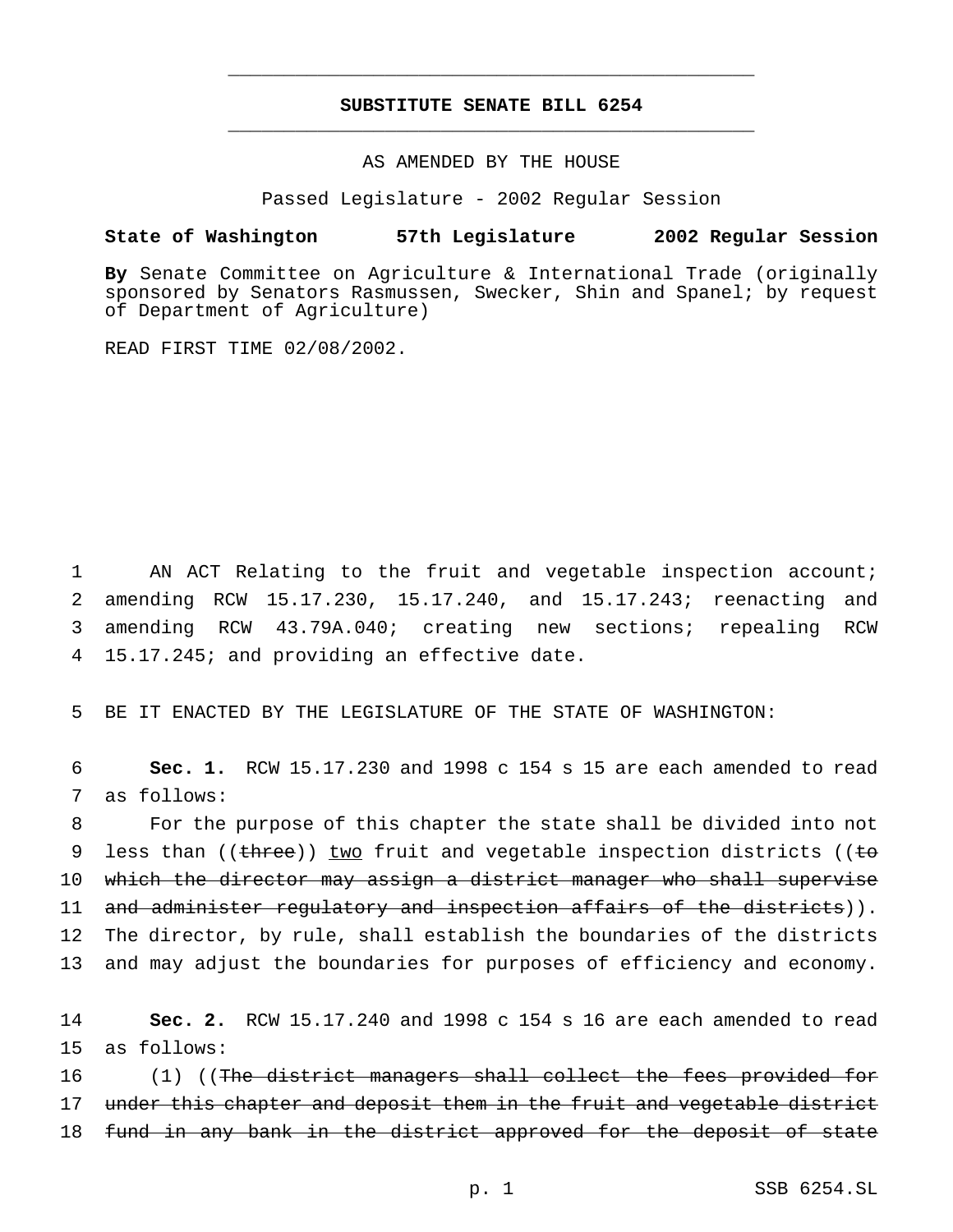# SUBSTITUTE SENATE BILL 6254

AS AMENDED BY THE HOUSE

Passed Legislature - 2002 Regular Session

**State of Washington 57th Legislature 2002 Regular Session**

**By** Senate Committee on Agriculture & International Trade (originally sponsored by Senators Rasmussen, Swecker, Shin and Spanel; by request of Department of Agriculture)

READ FIRST TIME 02/08/2002.

1 AN ACT Relating to the fruit and vegetable inspection account; 2 amending RCW 15.17.230, 15.17.240, and 15.17.243; reenacting and 3 amending RCW 43.79A.040; creating new sections; repealing RCW 4 15.17.245; and providing an effective date.

5 BE IT ENACTED BY THE LEGISLATURE OF THE STATE OF WASHINGTON:

6 **Sec. 1.** RCW 15.17.230 and 1998 c 154 s 15 are each amended to read 7 as follows:

8 For the purpose of this chapter the state shall be divided into not 9 less than ((~~three~~)) <u>two</u> fruit and vegetable inspection districts ((~~to~~ 10 ~~which the director may assign a district manager who shall supervise~~ 11 ~~and administer regulatory and inspection affairs of the districts~~)). 12 The director, by rule, shall establish the boundaries of the districts 13 and may adjust the boundaries for purposes of efficiency and economy.

14 **Sec. 2.** RCW 15.17.240 and 1998 c 154 s 16 are each amended to read 15 as follows:

16 (1) ((~~The district managers shall collect the fees provided for~~ 17 ~~under this chapter and deposit them in the fruit and vegetable district~~ 18 ~~fund in any bank in the district approved for the deposit of state~~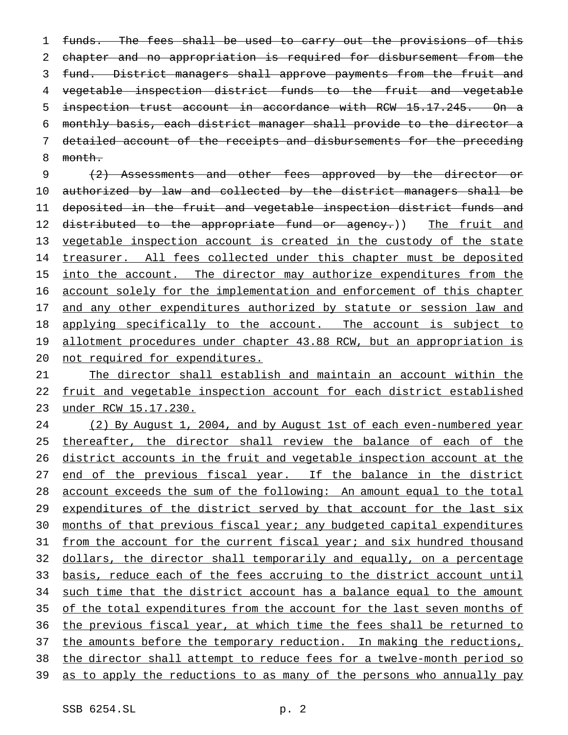~~funds. The fees shall be used to carry out the provisions of this chapter and no appropriation is required for disbursement from the fund. District managers shall approve payments from the fruit and vegetable inspection district funds to the fruit and vegetable inspection trust account in accordance with RCW 15.17.245. On a monthly basis, each district manager shall provide to the director a detailed account of the receipts and disbursements for the preceding month.~~

~~(2) Assessments and other fees approved by the director or authorized by law and collected by the district managers shall be deposited in the fruit and vegetable inspection district funds and distributed to the appropriate fund or agency.~~)) <u>The fruit and vegetable inspection account is created in the custody of the state treasurer. All fees collected under this chapter must be deposited into the account. The director may authorize expenditures from the account solely for the implementation and enforcement of this chapter and any other expenditures authorized by statute or session law and applying specifically to the account. The account is subject to allotment procedures under chapter 43.88 RCW, but an appropriation is not required for expenditures.</u>

<u>The director shall establish and maintain an account within the fruit and vegetable inspection account for each district established under RCW 15.17.230.</u>

<u>(2) By August 1, 2004, and by August 1st of each even-numbered year thereafter, the director shall review the balance of each of the district accounts in the fruit and vegetable inspection account at the end of the previous fiscal year. If the balance in the district account exceeds the sum of the following: An amount equal to the total expenditures of the district served by that account for the last six months of that previous fiscal year; any budgeted capital expenditures from the account for the current fiscal year; and six hundred thousand dollars, the director shall temporarily and equally, on a percentage basis, reduce each of the fees accruing to the district account until such time that the district account has a balance equal to the amount of the total expenditures from the account for the last seven months of the previous fiscal year, at which time the fees shall be returned to the amounts before the temporary reduction. In making the reductions, the director shall attempt to reduce fees for a twelve-month period so as to apply the reductions to as many of the persons who annually pay</u>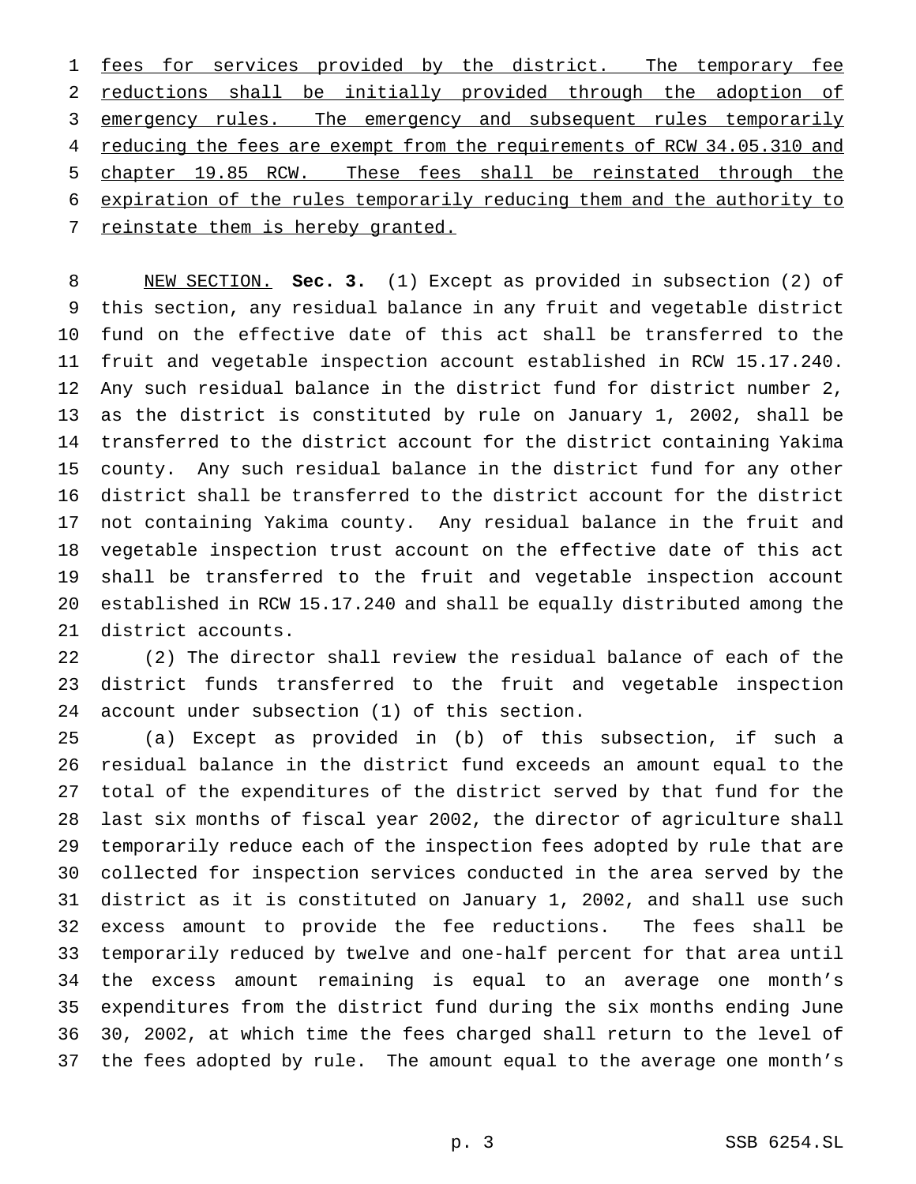fees for services provided by the district. The temporary fee reductions shall be initially provided through the adoption of emergency rules. The emergency and subsequent rules temporarily reducing the fees are exempt from the requirements of RCW 34.05.310 and chapter 19.85 RCW. These fees shall be reinstated through the expiration of the rules temporarily reducing them and the authority to reinstate them is hereby granted.

NEW SECTION. **Sec. 3.** (1) Except as provided in subsection (2) of this section, any residual balance in any fruit and vegetable district fund on the effective date of this act shall be transferred to the fruit and vegetable inspection account established in RCW 15.17.240. Any such residual balance in the district fund for district number 2, as the district is constituted by rule on January 1, 2002, shall be transferred to the district account for the district containing Yakima county. Any such residual balance in the district fund for any other district shall be transferred to the district account for the district not containing Yakima county. Any residual balance in the fruit and vegetable inspection trust account on the effective date of this act shall be transferred to the fruit and vegetable inspection account established in RCW 15.17.240 and shall be equally distributed among the district accounts.

(2) The director shall review the residual balance of each of the district funds transferred to the fruit and vegetable inspection account under subsection (1) of this section.

(a) Except as provided in (b) of this subsection, if such a residual balance in the district fund exceeds an amount equal to the total of the expenditures of the district served by that fund for the last six months of fiscal year 2002, the director of agriculture shall temporarily reduce each of the inspection fees adopted by rule that are collected for inspection services conducted in the area served by the district as it is constituted on January 1, 2002, and shall use such excess amount to provide the fee reductions. The fees shall be temporarily reduced by twelve and one-half percent for that area until the excess amount remaining is equal to an average one month's expenditures from the district fund during the six months ending June 30, 2002, at which time the fees charged shall return to the level of the fees adopted by rule. The amount equal to the average one month's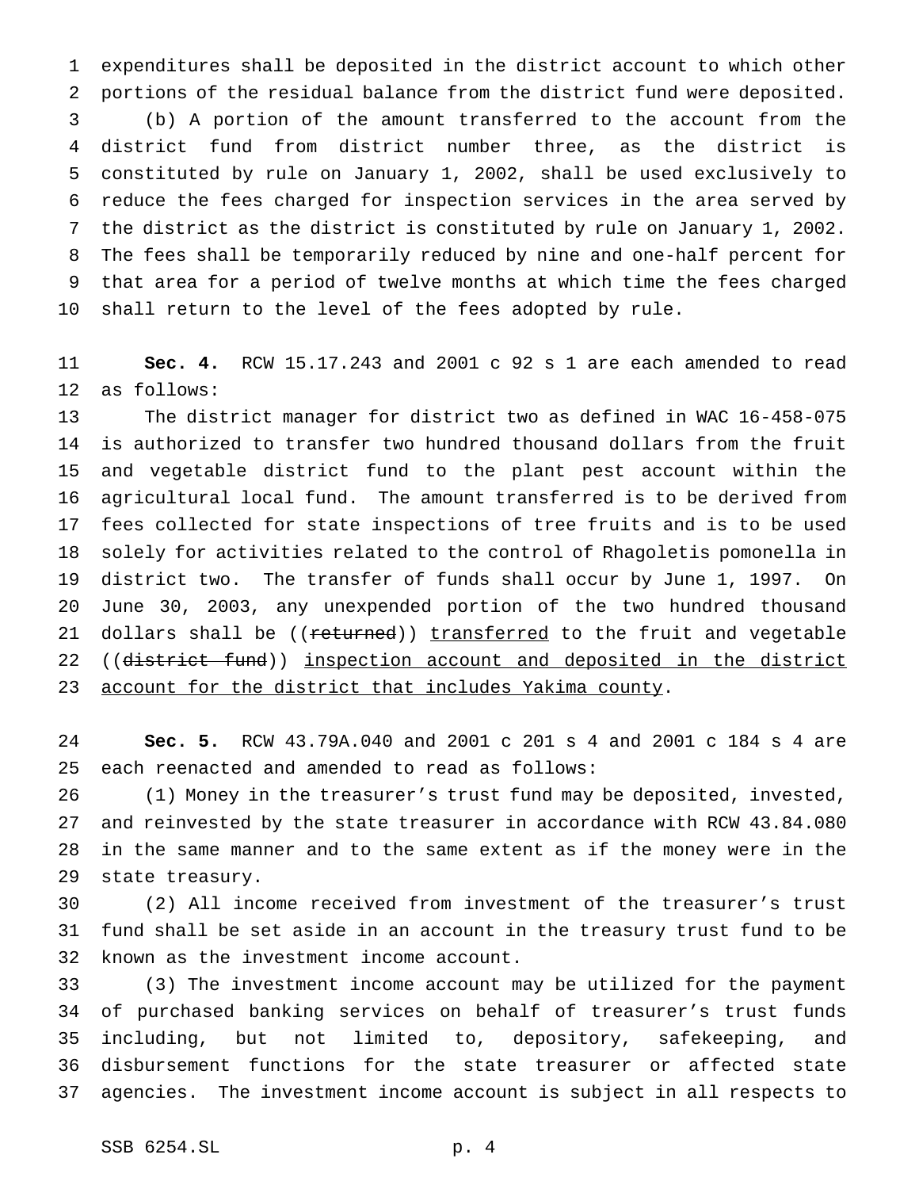expenditures shall be deposited in the district account to which other portions of the residual balance from the district fund were deposited.

(b) A portion of the amount transferred to the account from the district fund from district number three, as the district is constituted by rule on January 1, 2002, shall be used exclusively to reduce the fees charged for inspection services in the area served by the district as the district is constituted by rule on January 1, 2002. The fees shall be temporarily reduced by nine and one-half percent for that area for a period of twelve months at which time the fees charged shall return to the level of the fees adopted by rule.

**Sec. 4.** RCW 15.17.243 and 2001 c 92 s 1 are each amended to read as follows:

The district manager for district two as defined in WAC 16-458-075 is authorized to transfer two hundred thousand dollars from the fruit and vegetable district fund to the plant pest account within the agricultural local fund. The amount transferred is to be derived from fees collected for state inspections of tree fruits and is to be used solely for activities related to the control of Rhagoletis pomonella in district two. The transfer of funds shall occur by June 1, 1997. On June 30, 2003, any unexpended portion of the two hundred thousand dollars shall be ((~~returned~~)) <u>transferred</u> to the fruit and vegetable ((~~district fund~~)) <u>inspection account and deposited in the district account for the district that includes Yakima county</u>.

**Sec. 5.** RCW 43.79A.040 and 2001 c 201 s 4 and 2001 c 184 s 4 are each reenacted and amended to read as follows:

(1) Money in the treasurer's trust fund may be deposited, invested, and reinvested by the state treasurer in accordance with RCW 43.84.080 in the same manner and to the same extent as if the money were in the state treasury.

(2) All income received from investment of the treasurer's trust fund shall be set aside in an account in the treasury trust fund to be known as the investment income account.

(3) The investment income account may be utilized for the payment of purchased banking services on behalf of treasurer's trust funds including, but not limited to, depository, safekeeping, and disbursement functions for the state treasurer or affected state agencies. The investment income account is subject in all respects to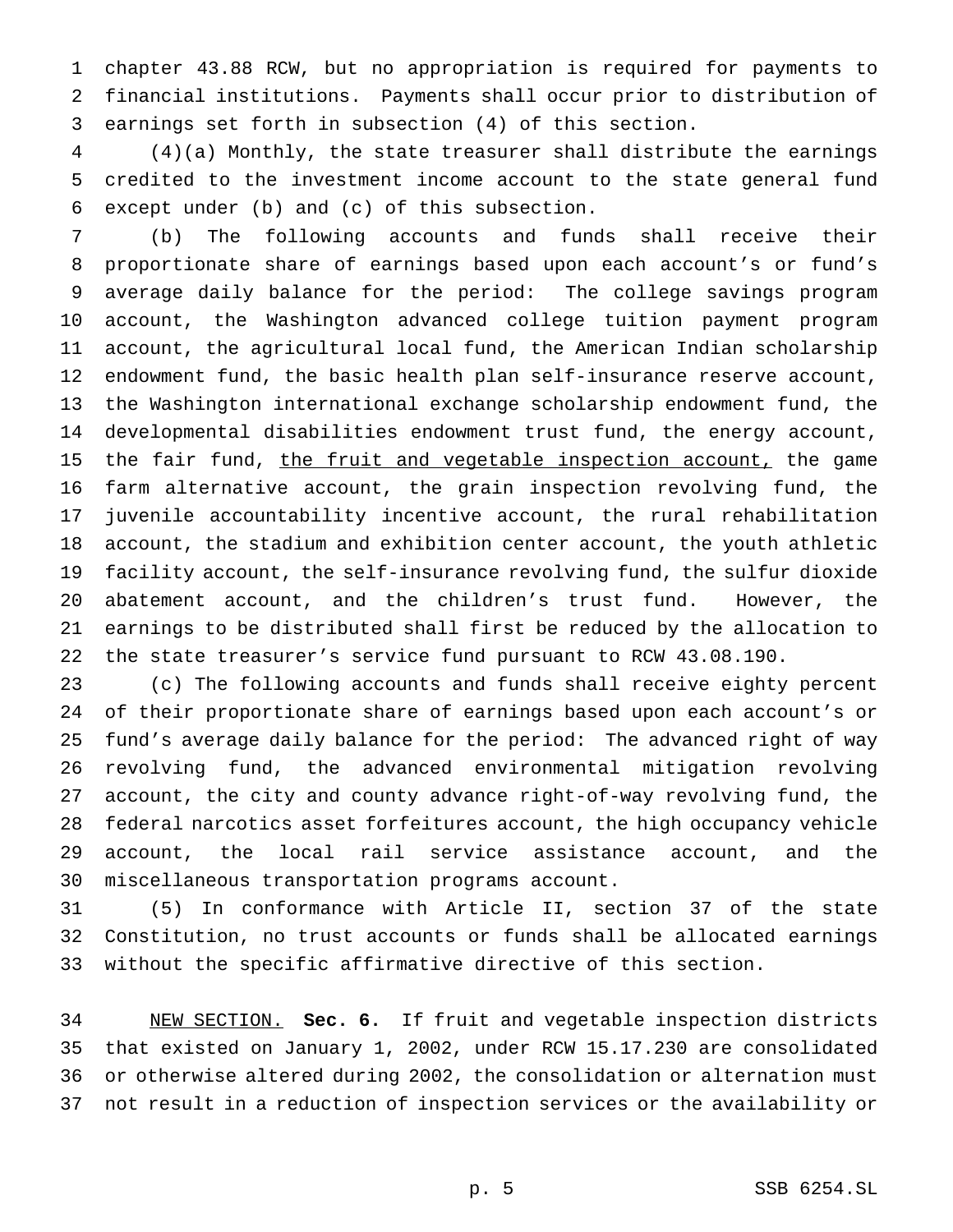chapter 43.88 RCW, but no appropriation is required for payments to financial institutions. Payments shall occur prior to distribution of earnings set forth in subsection (4) of this section.

(4)(a) Monthly, the state treasurer shall distribute the earnings credited to the investment income account to the state general fund except under (b) and (c) of this subsection.

(b) The following accounts and funds shall receive their proportionate share of earnings based upon each account's or fund's average daily balance for the period: The college savings program account, the Washington advanced college tuition payment program account, the agricultural local fund, the American Indian scholarship endowment fund, the basic health plan self-insurance reserve account, the Washington international exchange scholarship endowment fund, the developmental disabilities endowment trust fund, the energy account, the fair fund, <u>the fruit and vegetable inspection account,</u> the game farm alternative account, the grain inspection revolving fund, the juvenile accountability incentive account, the rural rehabilitation account, the stadium and exhibition center account, the youth athletic facility account, the self-insurance revolving fund, the sulfur dioxide abatement account, and the children's trust fund. However, the earnings to be distributed shall first be reduced by the allocation to the state treasurer's service fund pursuant to RCW 43.08.190.

(c) The following accounts and funds shall receive eighty percent of their proportionate share of earnings based upon each account's or fund's average daily balance for the period: The advanced right of way revolving fund, the advanced environmental mitigation revolving account, the city and county advance right-of-way revolving fund, the federal narcotics asset forfeitures account, the high occupancy vehicle account, the local rail service assistance account, and the miscellaneous transportation programs account.

(5) In conformance with Article II, section 37 of the state Constitution, no trust accounts or funds shall be allocated earnings without the specific affirmative directive of this section.

<u>NEW SECTION.</u> **Sec. 6.** If fruit and vegetable inspection districts that existed on January 1, 2002, under RCW 15.17.230 are consolidated or otherwise altered during 2002, the consolidation or alternation must not result in a reduction of inspection services or the availability or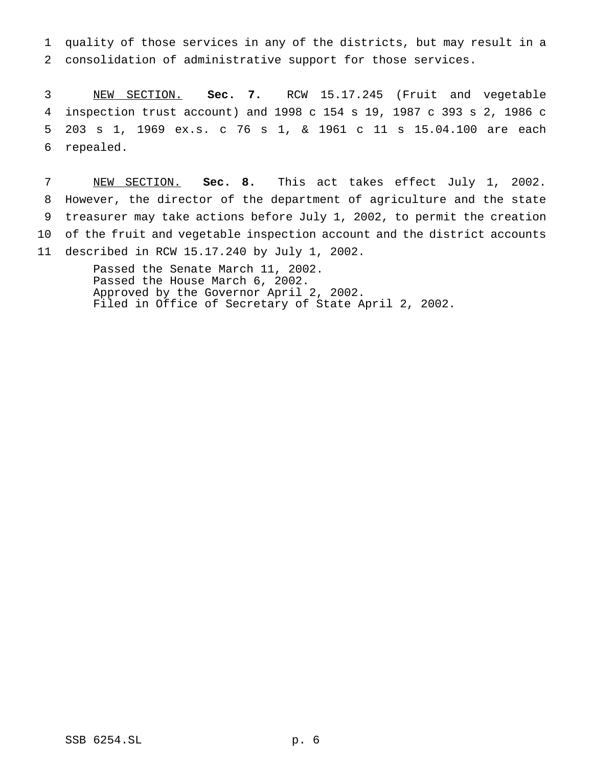quality of those services in any of the districts, but may result in a consolidation of administrative support for those services.

<u>NEW SECTION.</u> **Sec. 7.** RCW 15.17.245 (Fruit and vegetable inspection trust account) and 1998 c 154 s 19, 1987 c 393 s 2, 1986 c 203 s 1, 1969 ex.s. c 76 s 1, & 1961 c 11 s 15.04.100 are each repealed.

<u>NEW SECTION.</u> **Sec. 8.** This act takes effect July 1, 2002. However, the director of the department of agriculture and the state treasurer may take actions before July 1, 2002, to permit the creation of the fruit and vegetable inspection account and the district accounts described in RCW 15.17.240 by July 1, 2002.

Passed the Senate March 11, 2002.
Passed the House March 6, 2002.
Approved by the Governor April 2, 2002.
Filed in Office of Secretary of State April 2, 2002.